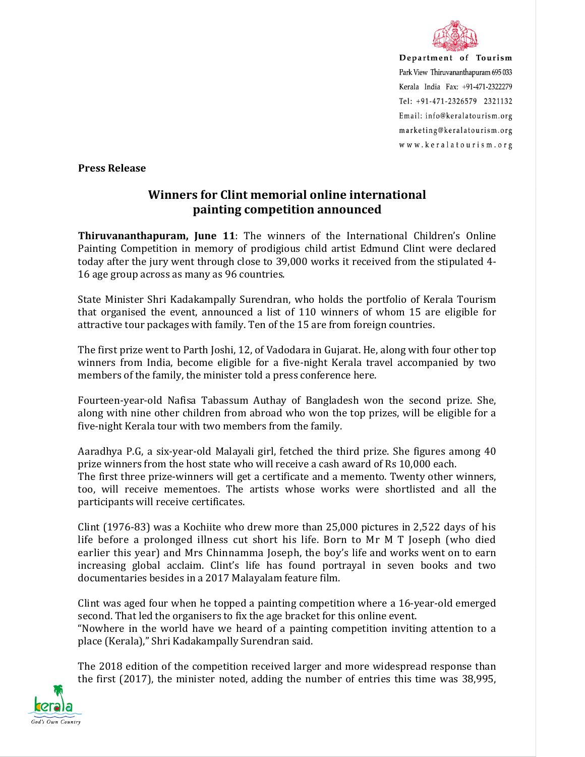Department of Tourism
Park View Thiruvananthapuram 695 033
Kerala India Fax: +91-471-2322279
Tel: +91-471-2326579 2321132
Email: info@keralatourism.org
marketing@keralatourism.org
www.keralatourism.org

**Press Release**

# Winners for Clint memorial online international painting competition announced

**Thiruvananthapuram, June 11**: The winners of the International Children's Online Painting Competition in memory of prodigious child artist Edmund Clint were declared today after the jury went through close to 39,000 works it received from the stipulated 4-16 age group across as many as 96 countries.

State Minister Shri Kadakampally Surendran, who holds the portfolio of Kerala Tourism that organised the event, announced a list of 110 winners of whom 15 are eligible for attractive tour packages with family. Ten of the 15 are from foreign countries.

The first prize went to Parth Joshi, 12, of Vadodara in Gujarat. He, along with four other top winners from India, become eligible for a five-night Kerala travel accompanied by two members of the family, the minister told a press conference here.

Fourteen-year-old Nafisa Tabassum Authay of Bangladesh won the second prize. She, along with nine other children from abroad who won the top prizes, will be eligible for a five-night Kerala tour with two members from the family.

Aaradhya P.G, a six-year-old Malayali girl, fetched the third prize. She figures among 40 prize winners from the host state who will receive a cash award of Rs 10,000 each.
The first three prize-winners will get a certificate and a memento. Twenty other winners, too, will receive mementoes. The artists whose works were shortlisted and all the participants will receive certificates.

Clint (1976-83) was a Kochiite who drew more than 25,000 pictures in 2,522 days of his life before a prolonged illness cut short his life. Born to Mr M T Joseph (who died earlier this year) and Mrs Chinnamma Joseph, the boy's life and works went on to earn increasing global acclaim. Clint's life has found portrayal in seven books and two documentaries besides in a 2017 Malayalam feature film.

Clint was aged four when he topped a painting competition where a 16-year-old emerged second. That led the organisers to fix the age bracket for this online event.
"Nowhere in the world have we heard of a painting competition inviting attention to a place (Kerala)," Shri Kadakampally Surendran said.

The 2018 edition of the competition received larger and more widespread response than the first (2017), the minister noted, adding the number of entries this time was 38,995,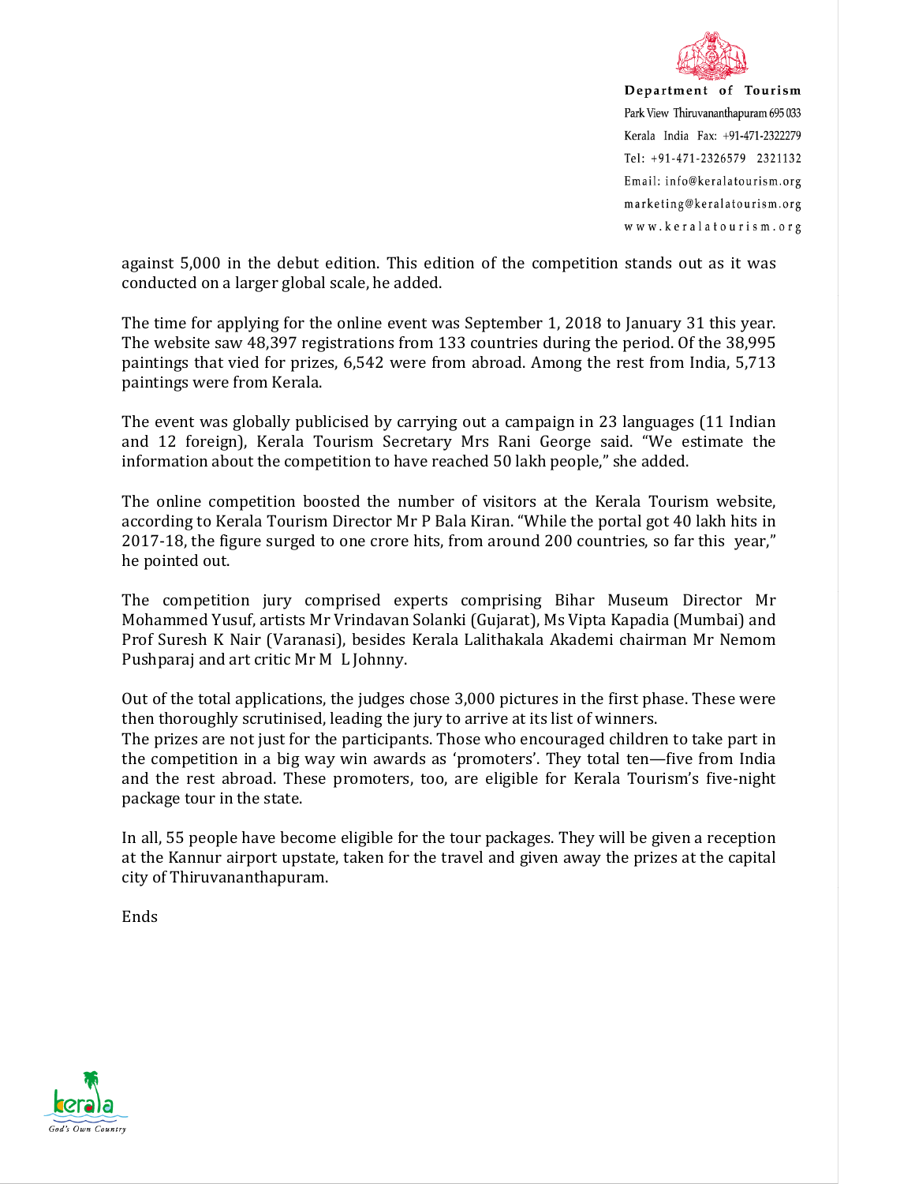Department of Tourism
Park View Thiruvananthapuram 695 033
Kerala India Fax: +91-471-2322279
Tel: +91-471-2326579 2321132
Email: info@keralatourism.org
marketing@keralatourism.org
www.keralatourism.org

against 5,000 in the debut edition. This edition of the competition stands out as it was conducted on a larger global scale, he added.

The time for applying for the online event was September 1, 2018 to January 31 this year. The website saw 48,397 registrations from 133 countries during the period. Of the 38,995 paintings that vied for prizes, 6,542 were from abroad. Among the rest from India, 5,713 paintings were from Kerala.

The event was globally publicised by carrying out a campaign in 23 languages (11 Indian and 12 foreign), Kerala Tourism Secretary Mrs Rani George said. "We estimate the information about the competition to have reached 50 lakh people," she added.

The online competition boosted the number of visitors at the Kerala Tourism website, according to Kerala Tourism Director Mr P Bala Kiran. "While the portal got 40 lakh hits in 2017-18, the figure surged to one crore hits, from around 200 countries, so far this year," he pointed out.

The competition jury comprised experts comprising Bihar Museum Director Mr Mohammed Yusuf, artists Mr Vrindavan Solanki (Gujarat), Ms Vipta Kapadia (Mumbai) and Prof Suresh K Nair (Varanasi), besides Kerala Lalithakala Akademi chairman Mr Nemom Pushparaj and art critic Mr M L Johnny.

Out of the total applications, the judges chose 3,000 pictures in the first phase. These were then thoroughly scrutinised, leading the jury to arrive at its list of winners.

The prizes are not just for the participants. Those who encouraged children to take part in the competition in a big way win awards as 'promoters'. They total ten—five from India and the rest abroad. These promoters, too, are eligible for Kerala Tourism's five-night package tour in the state.

In all, 55 people have become eligible for the tour packages. They will be given a reception at the Kannur airport upstate, taken for the travel and given away the prizes at the capital city of Thiruvananthapuram.

Ends

kerala
God's Own Country